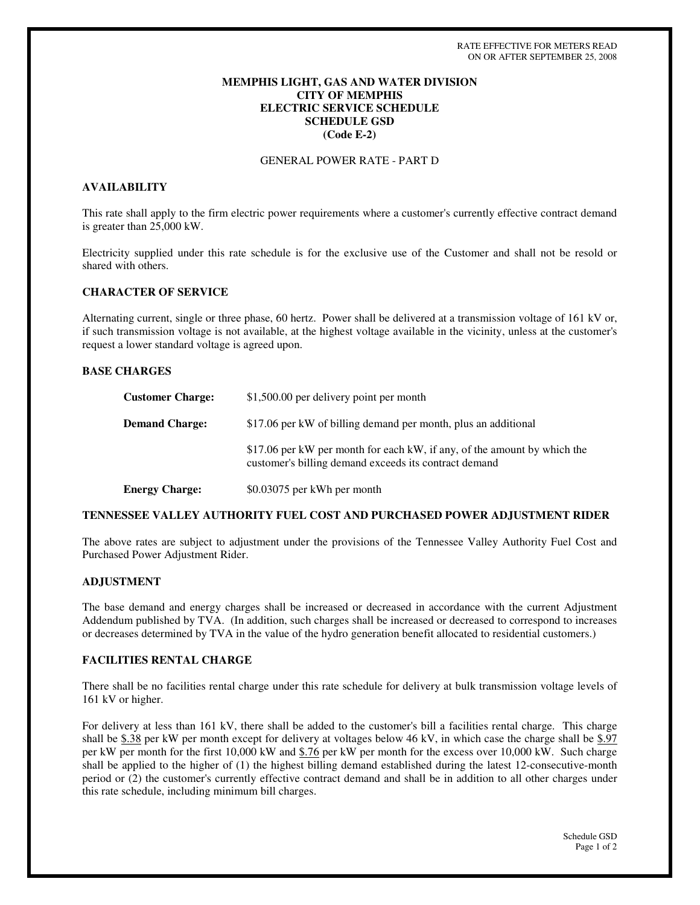RATE EFFECTIVE FOR METERS READ
ON OR AFTER SEPTEMBER 25, 2008

# MEMPHIS LIGHT, GAS AND WATER DIVISION
# CITY OF MEMPHIS
# ELECTRIC SERVICE SCHEDULE
# SCHEDULE GSD
# (Code E-2)

GENERAL POWER RATE - PART D

## AVAILABILITY

This rate shall apply to the firm electric power requirements where a customer's currently effective contract demand is greater than 25,000 kW.

Electricity supplied under this rate schedule is for the exclusive use of the Customer and shall not be resold or shared with others.

## CHARACTER OF SERVICE

Alternating current, single or three phase, 60 hertz. Power shall be delivered at a transmission voltage of 161 kV or, if such transmission voltage is not available, at the highest voltage available in the vicinity, unless at the customer's request a lower standard voltage is agreed upon.

## BASE CHARGES

**Customer Charge:** $1,500.00 per delivery point per month

**Demand Charge:** $17.06 per kW of billing demand per month, plus an additional

$17.06 per kW per month for each kW, if any, of the amount by which the customer's billing demand exceeds its contract demand

**Energy Charge:** $0.03075 per kWh per month

## TENNESSEE VALLEY AUTHORITY FUEL COST AND PURCHASED POWER ADJUSTMENT RIDER

The above rates are subject to adjustment under the provisions of the Tennessee Valley Authority Fuel Cost and Purchased Power Adjustment Rider.

## ADJUSTMENT

The base demand and energy charges shall be increased or decreased in accordance with the current Adjustment Addendum published by TVA. (In addition, such charges shall be increased or decreased to correspond to increases or decreases determined by TVA in the value of the hydro generation benefit allocated to residential customers.)

## FACILITIES RENTAL CHARGE

There shall be no facilities rental charge under this rate schedule for delivery at bulk transmission voltage levels of 161 kV or higher.

For delivery at less than 161 kV, there shall be added to the customer's bill a facilities rental charge. This charge shall be $.38 per kW per month except for delivery at voltages below 46 kV, in which case the charge shall be $.97 per kW per month for the first 10,000 kW and $.76 per kW per month for the excess over 10,000 kW. Such charge shall be applied to the higher of (1) the highest billing demand established during the latest 12-consecutive-month period or (2) the customer's currently effective contract demand and shall be in addition to all other charges under this rate schedule, including minimum bill charges.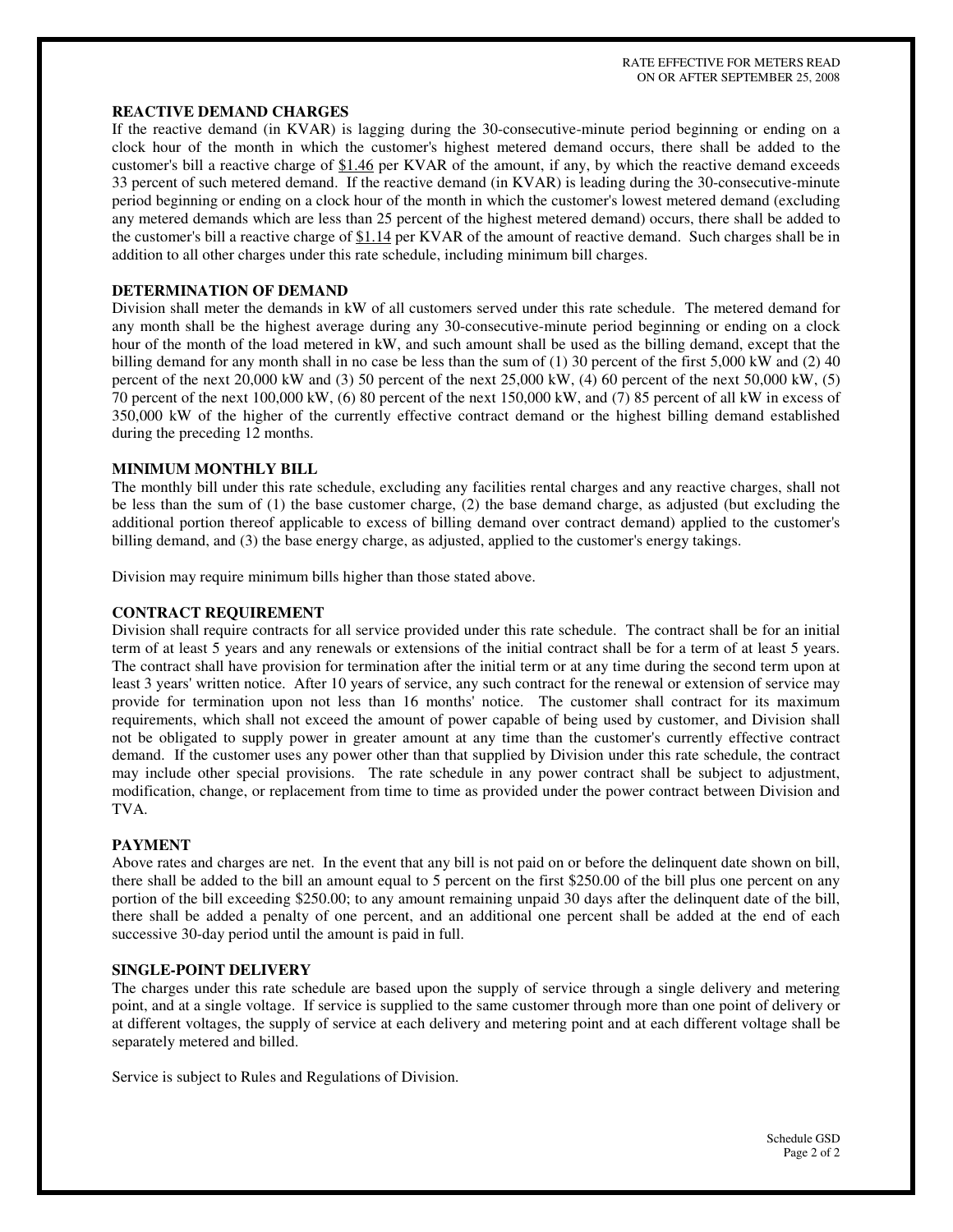RATE EFFECTIVE FOR METERS READ ON OR AFTER SEPTEMBER 25, 2008

**REACTIVE DEMAND CHARGES**

If the reactive demand (in KVAR) is lagging during the 30-consecutive-minute period beginning or ending on a clock hour of the month in which the customer's highest metered demand occurs, there shall be added to the customer's bill a reactive charge of $1.46 per KVAR of the amount, if any, by which the reactive demand exceeds 33 percent of such metered demand. If the reactive demand (in KVAR) is leading during the 30-consecutive-minute period beginning or ending on a clock hour of the month in which the customer's lowest metered demand (excluding any metered demands which are less than 25 percent of the highest metered demand) occurs, there shall be added to the customer's bill a reactive charge of $1.14 per KVAR of the amount of reactive demand. Such charges shall be in addition to all other charges under this rate schedule, including minimum bill charges.

**DETERMINATION OF DEMAND**

Division shall meter the demands in kW of all customers served under this rate schedule. The metered demand for any month shall be the highest average during any 30-consecutive-minute period beginning or ending on a clock hour of the month of the load metered in kW, and such amount shall be used as the billing demand, except that the billing demand for any month shall in no case be less than the sum of (1) 30 percent of the first 5,000 kW and (2) 40 percent of the next 20,000 kW and (3) 50 percent of the next 25,000 kW, (4) 60 percent of the next 50,000 kW, (5) 70 percent of the next 100,000 kW, (6) 80 percent of the next 150,000 kW, and (7) 85 percent of all kW in excess of 350,000 kW of the higher of the currently effective contract demand or the highest billing demand established during the preceding 12 months.

**MINIMUM MONTHLY BILL**

The monthly bill under this rate schedule, excluding any facilities rental charges and any reactive charges, shall not be less than the sum of (1) the base customer charge, (2) the base demand charge, as adjusted (but excluding the additional portion thereof applicable to excess of billing demand over contract demand) applied to the customer's billing demand, and (3) the base energy charge, as adjusted, applied to the customer's energy takings.

Division may require minimum bills higher than those stated above.

**CONTRACT REQUIREMENT**

Division shall require contracts for all service provided under this rate schedule. The contract shall be for an initial term of at least 5 years and any renewals or extensions of the initial contract shall be for a term of at least 5 years. The contract shall have provision for termination after the initial term or at any time during the second term upon at least 3 years' written notice. After 10 years of service, any such contract for the renewal or extension of service may provide for termination upon not less than 16 months' notice. The customer shall contract for its maximum requirements, which shall not exceed the amount of power capable of being used by customer, and Division shall not be obligated to supply power in greater amount at any time than the customer's currently effective contract demand. If the customer uses any power other than that supplied by Division under this rate schedule, the contract may include other special provisions. The rate schedule in any power contract shall be subject to adjustment, modification, change, or replacement from time to time as provided under the power contract between Division and TVA.

**PAYMENT**

Above rates and charges are net. In the event that any bill is not paid on or before the delinquent date shown on bill, there shall be added to the bill an amount equal to 5 percent on the first $250.00 of the bill plus one percent on any portion of the bill exceeding $250.00; to any amount remaining unpaid 30 days after the delinquent date of the bill, there shall be added a penalty of one percent, and an additional one percent shall be added at the end of each successive 30-day period until the amount is paid in full.

**SINGLE-POINT DELIVERY**

The charges under this rate schedule are based upon the supply of service through a single delivery and metering point, and at a single voltage. If service is supplied to the same customer through more than one point of delivery or at different voltages, the supply of service at each delivery and metering point and at each different voltage shall be separately metered and billed.

Service is subject to Rules and Regulations of Division.

Schedule GSD